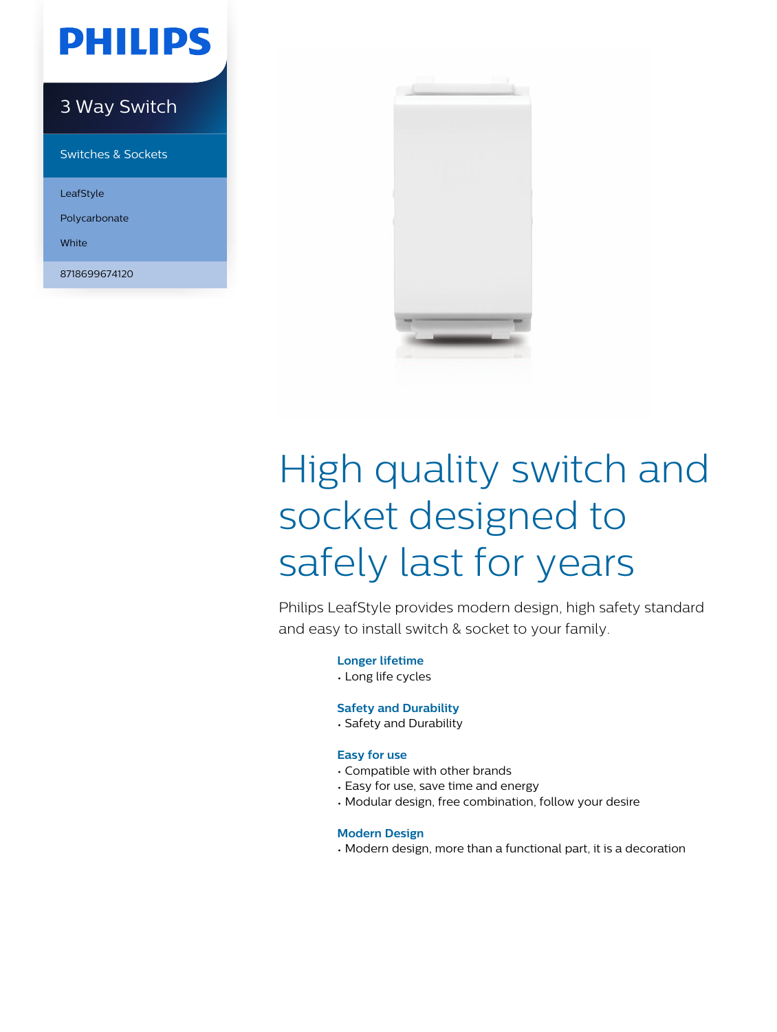PHILIPS

# 3 Way Switch

Switches & Sockets

LeafStyle

Polycarbonate

White

8718699674120

# High quality switch and socket designed to safely last for years

Philips LeafStyle provides modern design, high safety standard and easy to install switch & socket to your family.

### Longer lifetime

- Long life cycles

### Safety and Durability

- Safety and Durability

### Easy for use

- Compatible with other brands
- Easy for use, save time and energy
- Modular design, free combination, follow your desire

### Modern Design

- Modern design, more than a functional part, it is a decoration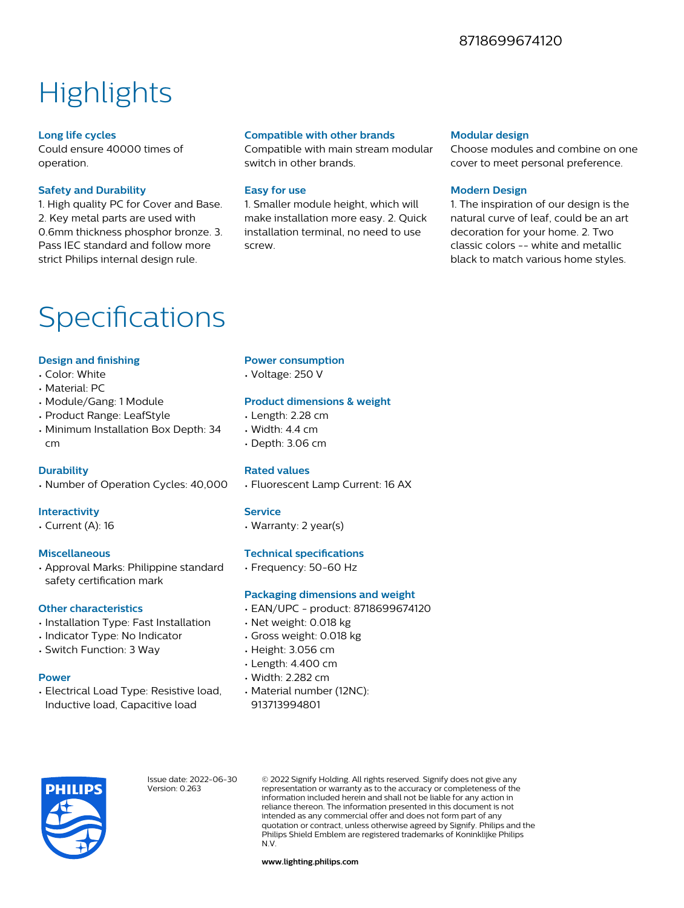8718699674120

# Highlights

### Long life cycles

Could ensure 40000 times of operation.

### Safety and Durability

1. High quality PC for Cover and Base. 2. Key metal parts are used with 0.6mm thickness phosphor bronze. 3. Pass IEC standard and follow more strict Philips internal design rule.

### Compatible with other brands

Compatible with main stream modular switch in other brands.

### Easy for use

1. Smaller module height, which will make installation more easy. 2. Quick installation terminal, no need to use screw.

### Modular design

Choose modules and combine on one cover to meet personal preference.

### Modern Design

1. The inspiration of our design is the natural curve of leaf, could be an art decoration for your home. 2. Two classic colors -- white and metallic black to match various home styles.

# Specifications

### Design and finishing

- Color: White
- Material: PC
- Module/Gang: 1 Module
- Product Range: LeafStyle
- Minimum Installation Box Depth: 34 cm

### Durability

- Number of Operation Cycles: 40,000

### Interactivity

- Current (A): 16

### Miscellaneous

- Approval Marks: Philippine standard safety certification mark

### Other characteristics

- Installation Type: Fast Installation
- Indicator Type: No Indicator
- Switch Function: 3 Way

### Power

- Electrical Load Type: Resistive load, Inductive load, Capacitive load

### Power consumption

- Voltage: 250 V

### Product dimensions & weight

- Length: 2.28 cm
- Width: 4.4 cm
- Depth: 3.06 cm

### Rated values

- Fluorescent Lamp Current: 16 AX

### Service

- Warranty: 2 year(s)

### Technical specifications

- Frequency: 50-60 Hz

### Packaging dimensions and weight

- EAN/UPC - product: 8718699674120
- Net weight: 0.018 kg
- Gross weight: 0.018 kg
- Height: 3.056 cm
- Length: 4.400 cm
- Width: 2.282 cm
- Material number (12NC): 913713994801

Issue date: 2022-06-30
Version: 0.263

© 2022 Signify Holding. All rights reserved. Signify does not give any representation or warranty as to the accuracy or completeness of the information included herein and shall not be liable for any action in reliance thereon. The information presented in this document is not intended as any commercial offer and does not form part of any quotation or contract, unless otherwise agreed by Signify. Philips and the Philips Shield Emblem are registered trademarks of Koninklijke Philips N.V.

**www.lighting.philips.com**